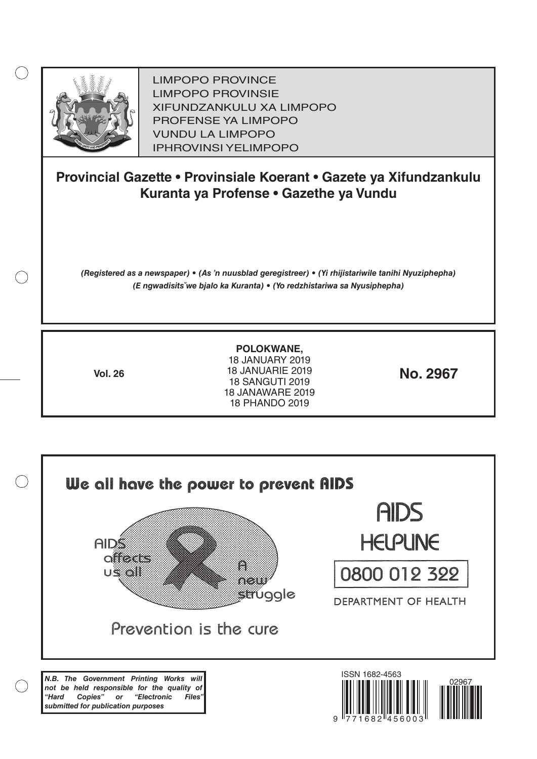LIMPOPO PROVINCE
LIMPOPO PROVINSIE
XIFUNDZANKULU XA LIMPOPO
PROFENSE YA LIMPOPO
VUNDU LA LIMPOPO
IPHROVINSI YELIMPOPO

# Provincial Gazette • Provinsiale Koerant • Gazete ya Xifundzankulu Kuranta ya Profense • Gazethe ya Vundu

*(Registered as a newspaper) • (As 'n nuusblad geregistreer) • (Yi rhijistariwile tanihi Nyuziphepha) (E ngwadisitšwe bjalo ka Kuranta) • (Yo redzhistariwa sa Nyusiphepha)*

**Vol. 26**

**POLOKWANE,**
18 JANUARY 2019
18 JANUARIE 2019
18 SANGUTI 2019
18 JANAWARE 2019
18 PHANDO 2019

**No. 2967**

We all have the power to prevent AIDS

AIDS affects us all

A new struggle

Prevention is the cure

AIDS HELPLINE

0800 012 322

DEPARTMENT OF HEALTH

***N.B. The Government Printing Works will not be held responsible for the quality of "Hard Copies" or "Electronic Files" submitted for publication purposes***

ISSN 1682-4563

02967

9 771682 456003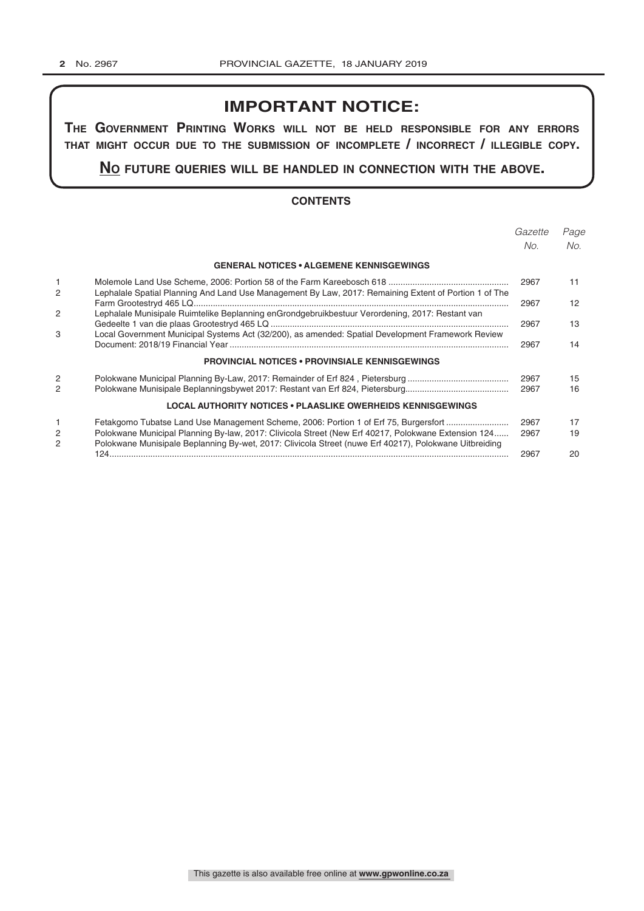## IMPORTANT NOTICE:

**THE GOVERNMENT PRINTING WORKS WILL NOT BE HELD RESPONSIBLE FOR ANY ERRORS THAT MIGHT OCCUR DUE TO THE SUBMISSION OF INCOMPLETE / INCORRECT / ILLEGIBLE COPY.**

**NO FUTURE QUERIES WILL BE HANDLED IN CONNECTION WITH THE ABOVE.**

### CONTENTS

| | | *Gazette No.* | *Page No.* |
|---|---|---|---|
| | **GENERAL NOTICES • ALGEMENE KENNISGEWINGS** | | |
| 1 | Molemole Land Use Scheme, 2006: Portion 58 of the Farm Kareebosch 618 | 2967 | 11 |
| 2 | Lephalale Spatial Planning And Land Use Management By Law, 2017: Remaining Extent of Portion 1 of The Farm Grootestryd 465 LQ | 2967 | 12 |
| 2 | Lephalale Munisipale Ruimtelike Beplanning enGrondgebruikbestuur Verordening, 2017: Restant van Gedeelte 1 van die plaas Grootestryd 465 LQ | 2967 | 13 |
| 3 | Local Government Municipal Systems Act (32/200), as amended: Spatial Development Framework Review Document: 2018/19 Financial Year | 2967 | 14 |
| | **PROVINCIAL NOTICES • PROVINSIALE KENNISGEWINGS** | | |
| 2 | Polokwane Municipal Planning By-Law, 2017: Remainder of Erf 824 , Pietersburg | 2967 | 15 |
| 2 | Polokwane Munisipale Beplanningsbywet 2017: Restant van Erf 824, Pietersburg | 2967 | 16 |
| | **LOCAL AUTHORITY NOTICES • PLAASLIKE OWERHEIDS KENNISGEWINGS** | | |
| 1 | Fetakgomo Tubatse Land Use Management Scheme, 2006: Portion 1 of Erf 75, Burgersfort | 2967 | 17 |
| 2 | Polokwane Municipal Planning By-law, 2017: Clivicola Street (New Erf 40217, Polokwane Extension 124 | 2967 | 19 |
| 2 | Polokwane Munisipale Beplanning By-wet, 2017: Clivicola Street (nuwe Erf 40217), Polokwane Uitbreiding 124 | 2967 | 20 |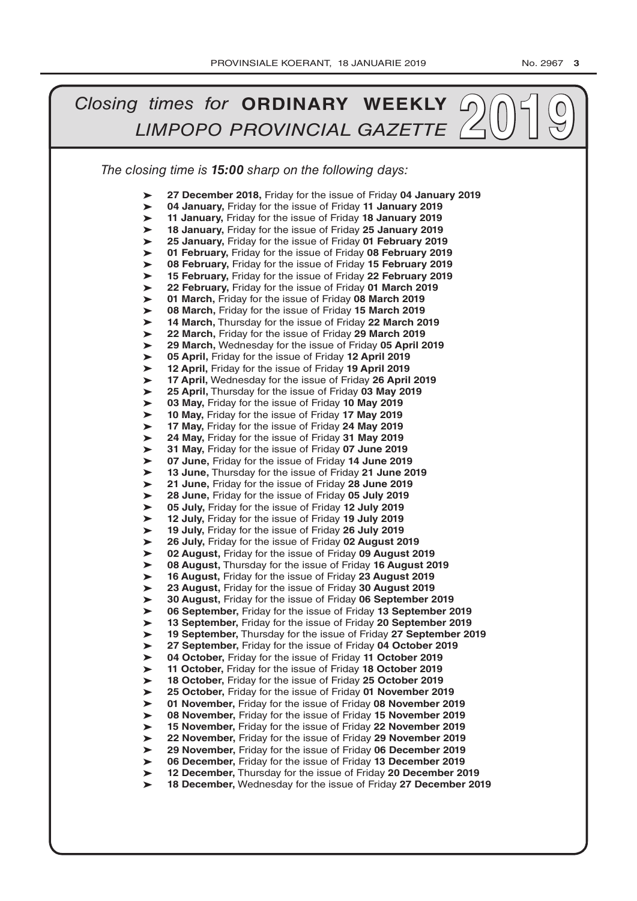# *Closing times for* **ORDINARY WEEKLY** *LIMPOPO PROVINCIAL GAZETTE* 2019

*The closing time is **15:00** sharp on the following days:*

- **27 December 2018,** Friday for the issue of Friday **04 January 2019**
- **04 January,** Friday for the issue of Friday **11 January 2019**
- **11 January,** Friday for the issue of Friday **18 January 2019**
- **18 January,** Friday for the issue of Friday **25 January 2019**
- **25 January,** Friday for the issue of Friday **01 February 2019**
- **01 February,** Friday for the issue of Friday **08 February 2019**
- **08 February,** Friday for the issue of Friday **15 February 2019**
- **15 February,** Friday for the issue of Friday **22 February 2019**
- **22 February,** Friday for the issue of Friday **01 March 2019**
- **01 March,** Friday for the issue of Friday **08 March 2019**
- **08 March,** Friday for the issue of Friday **15 March 2019**
- **14 March,** Thursday for the issue of Friday **22 March 2019**
- **22 March,** Friday for the issue of Friday **29 March 2019**
- **29 March,** Wednesday for the issue of Friday **05 April 2019**
- **05 April,** Friday for the issue of Friday **12 April 2019**
- **12 April,** Friday for the issue of Friday **19 April 2019**
- **17 April,** Wednesday for the issue of Friday **26 April 2019**
- **25 April,** Thursday for the issue of Friday **03 May 2019**
- **03 May,** Friday for the issue of Friday **10 May 2019**
- **10 May,** Friday for the issue of Friday **17 May 2019**
- **17 May,** Friday for the issue of Friday **24 May 2019**
- **24 May,** Friday for the issue of Friday **31 May 2019**
- **31 May,** Friday for the issue of Friday **07 June 2019**
- **07 June,** Friday for the issue of Friday **14 June 2019**
- **13 June,** Thursday for the issue of Friday **21 June 2019**
- **21 June,** Friday for the issue of Friday **28 June 2019**
- **28 June,** Friday for the issue of Friday **05 July 2019**
- **05 July,** Friday for the issue of Friday **12 July 2019**
- **12 July,** Friday for the issue of Friday **19 July 2019**
- **19 July,** Friday for the issue of Friday **26 July 2019**
- **26 July,** Friday for the issue of Friday **02 August 2019**
- **02 August,** Friday for the issue of Friday **09 August 2019**
- **08 August,** Thursday for the issue of Friday **16 August 2019**
- **16 August,** Friday for the issue of Friday **23 August 2019**
- **23 August,** Friday for the issue of Friday **30 August 2019**
- **30 August,** Friday for the issue of Friday **06 September 2019**
- **06 September,** Friday for the issue of Friday **13 September 2019**
- **13 September,** Friday for the issue of Friday **20 September 2019**
- **19 September,** Thursday for the issue of Friday **27 September 2019**
- **27 September,** Friday for the issue of Friday **04 October 2019**
- **04 October,** Friday for the issue of Friday **11 October 2019**
- **11 October,** Friday for the issue of Friday **18 October 2019**
- **18 October,** Friday for the issue of Friday **25 October 2019**
- **25 October,** Friday for the issue of Friday **01 November 2019**
- **01 November,** Friday for the issue of Friday **08 November 2019**
- **08 November,** Friday for the issue of Friday **15 November 2019**
- **15 November,** Friday for the issue of Friday **22 November 2019**
- **22 November,** Friday for the issue of Friday **29 November 2019**
- **29 November,** Friday for the issue of Friday **06 December 2019**
- **06 December,** Friday for the issue of Friday **13 December 2019**
- **12 December,** Thursday for the issue of Friday **20 December 2019**
- **18 December,** Wednesday for the issue of Friday **27 December 2019**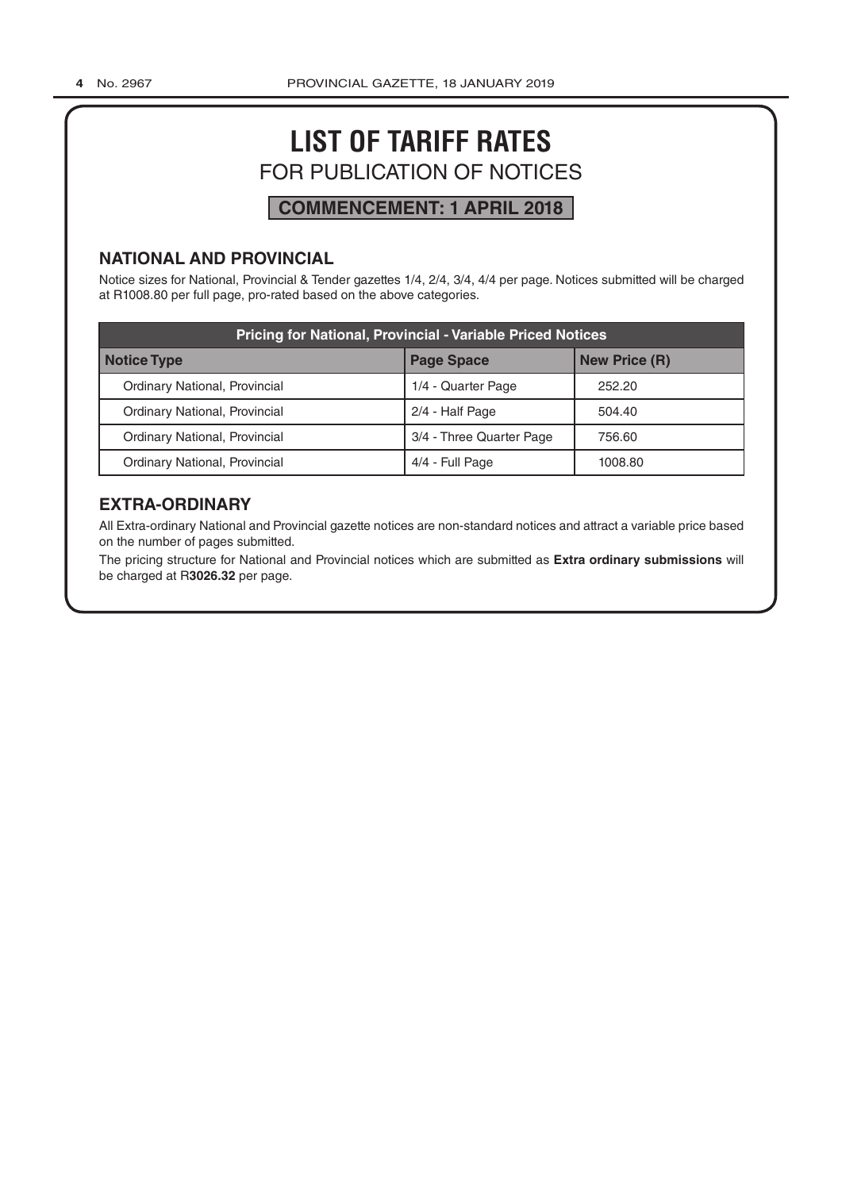# LIST OF TARIFF RATES

## FOR PUBLICATION OF NOTICES

**COMMENCEMENT: 1 APRIL 2018**

### NATIONAL AND PROVINCIAL

Notice sizes for National, Provincial & Tender gazettes 1/4, 2/4, 3/4, 4/4 per page. Notices submitted will be charged at R1008.80 per full page, pro-rated based on the above categories.

| Pricing for National, Provincial - Variable Priced Notices | | |
|---|---|---|
| **Notice Type** | **Page Space** | **New Price (R)** |
| Ordinary National, Provincial | 1/4 - Quarter Page | 252.20 |
| Ordinary National, Provincial | 2/4 - Half Page | 504.40 |
| Ordinary National, Provincial | 3/4 - Three Quarter Page | 756.60 |
| Ordinary National, Provincial | 4/4 - Full Page | 1008.80 |

### EXTRA-ORDINARY

All Extra-ordinary National and Provincial gazette notices are non-standard notices and attract a variable price based on the number of pages submitted.

The pricing structure for National and Provincial notices which are submitted as **Extra ordinary submissions** will be charged at R**3026.32** per page.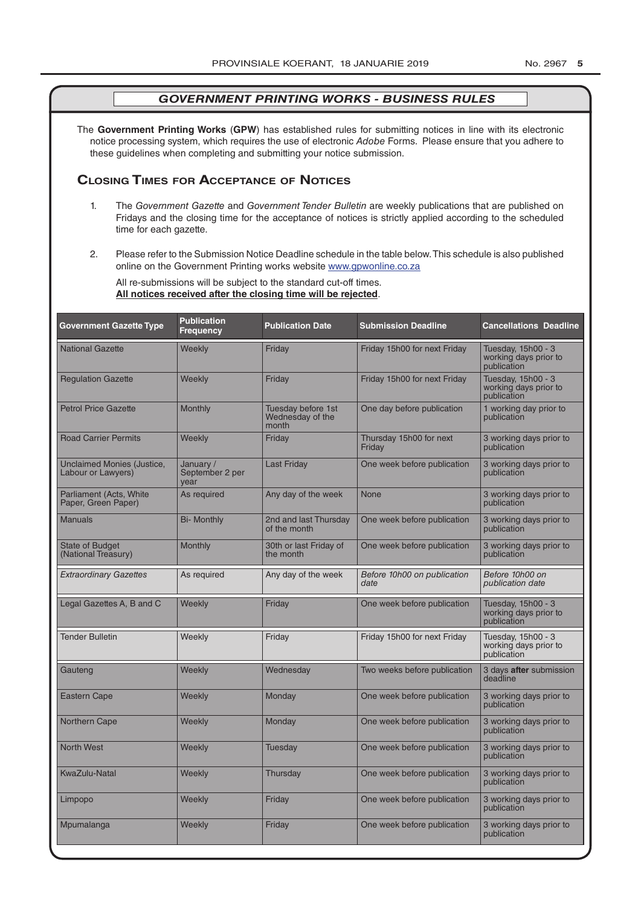## *GOVERNMENT PRINTING WORKS - BUSINESS RULES*

The **Government Printing Works** (**GPW**) has established rules for submitting notices in line with its electronic notice processing system, which requires the use of electronic *Adobe* Forms. Please ensure that you adhere to these guidelines when completing and submitting your notice submission.

## Closing Times for Acceptance of Notices

1. The *Government Gazette* and *Government Tender Bulletin* are weekly publications that are published on Fridays and the closing time for the acceptance of notices is strictly applied according to the scheduled time for each gazette.

2. Please refer to the Submission Notice Deadline schedule in the table below. This schedule is also published online on the Government Printing works website www.gpwonline.co.za

   All re-submissions will be subject to the standard cut-off times.
   **All notices received after the closing time will be rejected**.

| Government Gazette Type | Publication Frequency | Publication Date | Submission Deadline | Cancellations Deadline |
|---|---|---|---|---|
| National Gazette | Weekly | Friday | Friday 15h00 for next Friday | Tuesday, 15h00 - 3 working days prior to publication |
| Regulation Gazette | Weekly | Friday | Friday 15h00 for next Friday | Tuesday, 15h00 - 3 working days prior to publication |
| Petrol Price Gazette | Monthly | Tuesday before 1st Wednesday of the month | One day before publication | 1 working day prior to publication |
| Road Carrier Permits | Weekly | Friday | Thursday 15h00 for next Friday | 3 working days prior to publication |
| Unclaimed Monies (Justice, Labour or Lawyers) | January / September 2 per year | Last Friday | One week before publication | 3 working days prior to publication |
| Parliament (Acts, White Paper, Green Paper) | As required | Any day of the week | None | 3 working days prior to publication |
| Manuals | Bi- Monthly | 2nd and last Thursday of the month | One week before publication | 3 working days prior to publication |
| State of Budget (National Treasury) | Monthly | 30th or last Friday of the month | One week before publication | 3 working days prior to publication |
| *Extraordinary Gazettes* | As required | Any day of the week | *Before 10h00 on publication date* | *Before 10h00 on publication date* |
| Legal Gazettes A, B and C | Weekly | Friday | One week before publication | Tuesday, 15h00 - 3 working days prior to publication |
| Tender Bulletin | Weekly | Friday | Friday 15h00 for next Friday | Tuesday, 15h00 - 3 working days prior to publication |
| Gauteng | Weekly | Wednesday | Two weeks before publication | 3 days **after** submission deadline |
| Eastern Cape | Weekly | Monday | One week before publication | 3 working days prior to publication |
| Northern Cape | Weekly | Monday | One week before publication | 3 working days prior to publication |
| North West | Weekly | Tuesday | One week before publication | 3 working days prior to publication |
| KwaZulu-Natal | Weekly | Thursday | One week before publication | 3 working days prior to publication |
| Limpopo | Weekly | Friday | One week before publication | 3 working days prior to publication |
| Mpumalanga | Weekly | Friday | One week before publication | 3 working days prior to publication |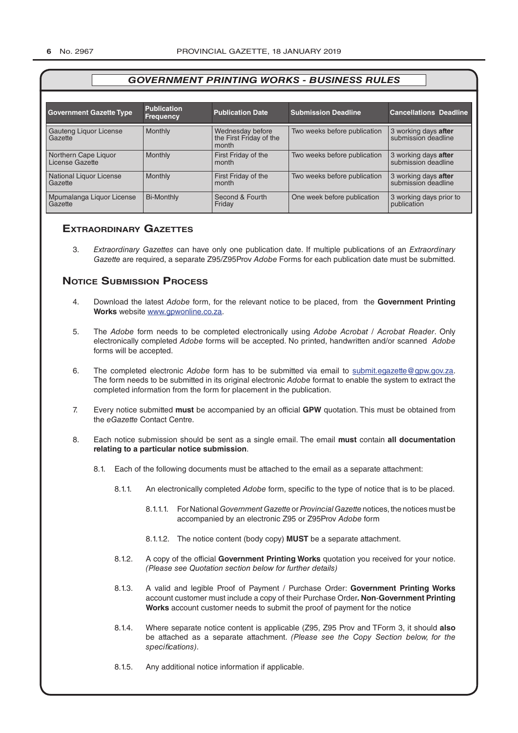## GOVERNMENT PRINTING WORKS - BUSINESS RULES

| Government Gazette Type | Publication Frequency | Publication Date | Submission Deadline | Cancellations Deadline |
|---|---|---|---|---|
| Gauteng Liquor License Gazette | Monthly | Wednesday before the First Friday of the month | Two weeks before publication | 3 working days **after** submission deadline |
| Northern Cape Liquor License Gazette | Monthly | First Friday of the month | Two weeks before publication | 3 working days **after** submission deadline |
| National Liquor License Gazette | Monthly | First Friday of the month | Two weeks before publication | 3 working days **after** submission deadline |
| Mpumalanga Liquor License Gazette | Bi-Monthly | Second & Fourth Friday | One week before publication | 3 working days prior to publication |

## Extraordinary Gazettes

3. *Extraordinary Gazettes* can have only one publication date. If multiple publications of an *Extraordinary Gazette* are required, a separate Z95/Z95Prov *Adobe* Forms for each publication date must be submitted.

## Notice Submission Process

4. Download the latest *Adobe* form, for the relevant notice to be placed, from the **Government Printing Works** website www.gpwonline.co.za.

5. The *Adobe* form needs to be completed electronically using *Adobe Acrobat* / *Acrobat Reader*. Only electronically completed *Adobe* forms will be accepted. No printed, handwritten and/or scanned *Adobe* forms will be accepted.

6. The completed electronic *Adobe* form has to be submitted via email to submit.egazette@gpw.gov.za. The form needs to be submitted in its original electronic *Adobe* format to enable the system to extract the completed information from the form for placement in the publication.

7. Every notice submitted **must** be accompanied by an official **GPW** quotation. This must be obtained from the *eGazette* Contact Centre.

8. Each notice submission should be sent as a single email. The email **must** contain **all documentation relating to a particular notice submission**.

   8.1. Each of the following documents must be attached to the email as a separate attachment:

   8.1.1. An electronically completed *Adobe* form, specific to the type of notice that is to be placed.

   8.1.1.1. For National *Government Gazette* or *Provincial Gazette* notices, the notices must be accompanied by an electronic Z95 or Z95Prov *Adobe* form

   8.1.1.2. The notice content (body copy) **MUST** be a separate attachment.

   8.1.2. A copy of the official **Government Printing Works** quotation you received for your notice. *(Please see Quotation section below for further details)*

   8.1.3. A valid and legible Proof of Payment / Purchase Order: **Government Printing Works** account customer must include a copy of their Purchase Order**. Non**-**Government Printing Works** account customer needs to submit the proof of payment for the notice

   8.1.4. Where separate notice content is applicable (Z95, Z95 Prov and TForm 3, it should **also** be attached as a separate attachment. *(Please see the Copy Section below, for the specifications)*.

   8.1.5. Any additional notice information if applicable.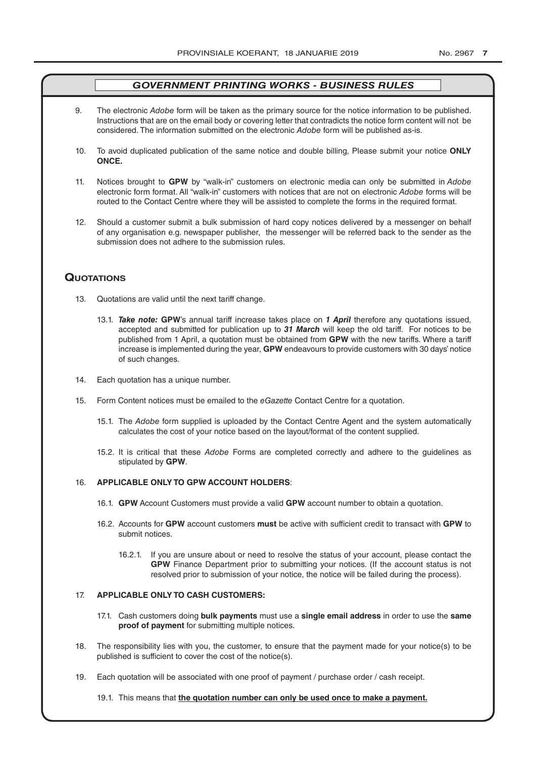## *GOVERNMENT PRINTING WORKS - BUSINESS RULES*

9. The electronic *Adobe* form will be taken as the primary source for the notice information to be published. Instructions that are on the email body or covering letter that contradicts the notice form content will not be considered. The information submitted on the electronic *Adobe* form will be published as-is.

10. To avoid duplicated publication of the same notice and double billing, Please submit your notice **ONLY ONCE.**

11. Notices brought to **GPW** by "walk-in" customers on electronic media can only be submitted in *Adobe* electronic form format. All "walk-in" customers with notices that are not on electronic *Adobe* forms will be routed to the Contact Centre where they will be assisted to complete the forms in the required format.

12. Should a customer submit a bulk submission of hard copy notices delivered by a messenger on behalf of any organisation e.g. newspaper publisher, the messenger will be referred back to the sender as the submission does not adhere to the submission rules.

## Quotations

13. Quotations are valid until the next tariff change.

    13.1. ***Take note:*** **GPW**'s annual tariff increase takes place on ***1 April*** therefore any quotations issued, accepted and submitted for publication up to ***31 March*** will keep the old tariff. For notices to be published from 1 April, a quotation must be obtained from **GPW** with the new tariffs. Where a tariff increase is implemented during the year, **GPW** endeavours to provide customers with 30 days' notice of such changes.

14. Each quotation has a unique number.

15. Form Content notices must be emailed to the *eGazette* Contact Centre for a quotation.

    15.1. The *Adobe* form supplied is uploaded by the Contact Centre Agent and the system automatically calculates the cost of your notice based on the layout/format of the content supplied.

    15.2. It is critical that these *Adobe* Forms are completed correctly and adhere to the guidelines as stipulated by **GPW**.

16. **APPLICABLE ONLY TO GPW ACCOUNT HOLDERS**:

    16.1. **GPW** Account Customers must provide a valid **GPW** account number to obtain a quotation.

    16.2. Accounts for **GPW** account customers **must** be active with sufficient credit to transact with **GPW** to submit notices.

        16.2.1. If you are unsure about or need to resolve the status of your account, please contact the **GPW** Finance Department prior to submitting your notices. (If the account status is not resolved prior to submission of your notice, the notice will be failed during the process).

17. **APPLICABLE ONLY TO CASH CUSTOMERS:**

    17.1. Cash customers doing **bulk payments** must use a **single email address** in order to use the **same proof of payment** for submitting multiple notices.

18. The responsibility lies with you, the customer, to ensure that the payment made for your notice(s) to be published is sufficient to cover the cost of the notice(s).

19. Each quotation will be associated with one proof of payment / purchase order / cash receipt.

    19.1. This means that **the quotation number can only be used once to make a payment.**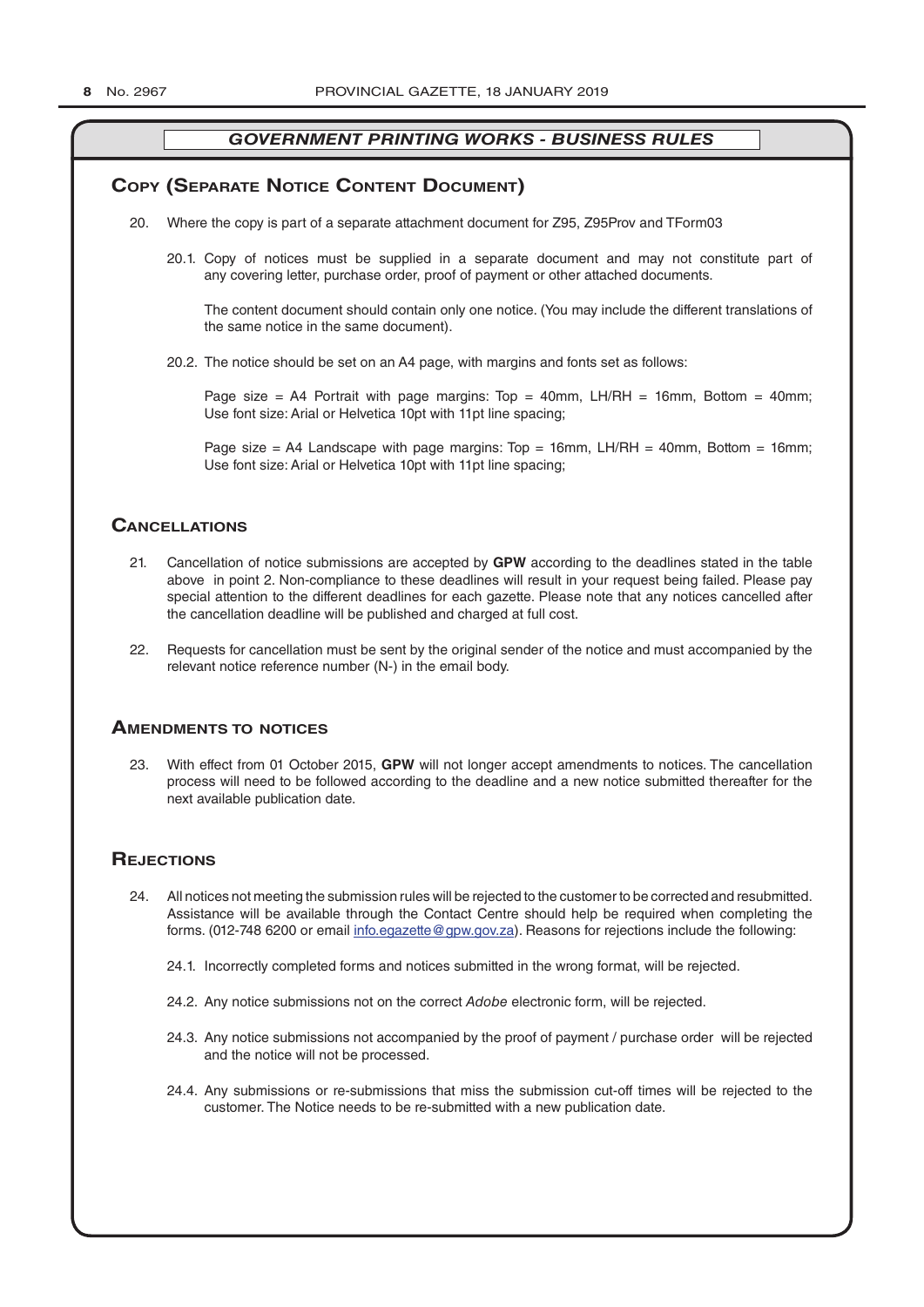## GOVERNMENT PRINTING WORKS - BUSINESS RULES

### Copy (Separate Notice Content Document)

20. Where the copy is part of a separate attachment document for Z95, Z95Prov and TForm03

    20.1. Copy of notices must be supplied in a separate document and may not constitute part of any covering letter, purchase order, proof of payment or other attached documents.

    The content document should contain only one notice. (You may include the different translations of the same notice in the same document).

    20.2. The notice should be set on an A4 page, with margins and fonts set as follows:

    Page size = A4 Portrait with page margins: Top = 40mm, LH/RH = 16mm, Bottom = 40mm; Use font size: Arial or Helvetica 10pt with 11pt line spacing;

    Page size = A4 Landscape with page margins: Top = 16mm, LH/RH = 40mm, Bottom = 16mm; Use font size: Arial or Helvetica 10pt with 11pt line spacing;

### Cancellations

21. Cancellation of notice submissions are accepted by **GPW** according to the deadlines stated in the table above in point 2. Non-compliance to these deadlines will result in your request being failed. Please pay special attention to the different deadlines for each gazette. Please note that any notices cancelled after the cancellation deadline will be published and charged at full cost.

22. Requests for cancellation must be sent by the original sender of the notice and must accompanied by the relevant notice reference number (N-) in the email body.

### Amendments to notices

23. With effect from 01 October 2015, **GPW** will not longer accept amendments to notices. The cancellation process will need to be followed according to the deadline and a new notice submitted thereafter for the next available publication date.

### Rejections

24. All notices not meeting the submission rules will be rejected to the customer to be corrected and resubmitted. Assistance will be available through the Contact Centre should help be required when completing the forms. (012-748 6200 or email info.egazette@gpw.gov.za). Reasons for rejections include the following:

    24.1. Incorrectly completed forms and notices submitted in the wrong format, will be rejected.

    24.2. Any notice submissions not on the correct *Adobe* electronic form, will be rejected.

    24.3. Any notice submissions not accompanied by the proof of payment / purchase order will be rejected and the notice will not be processed.

    24.4. Any submissions or re-submissions that miss the submission cut-off times will be rejected to the customer. The Notice needs to be re-submitted with a new publication date.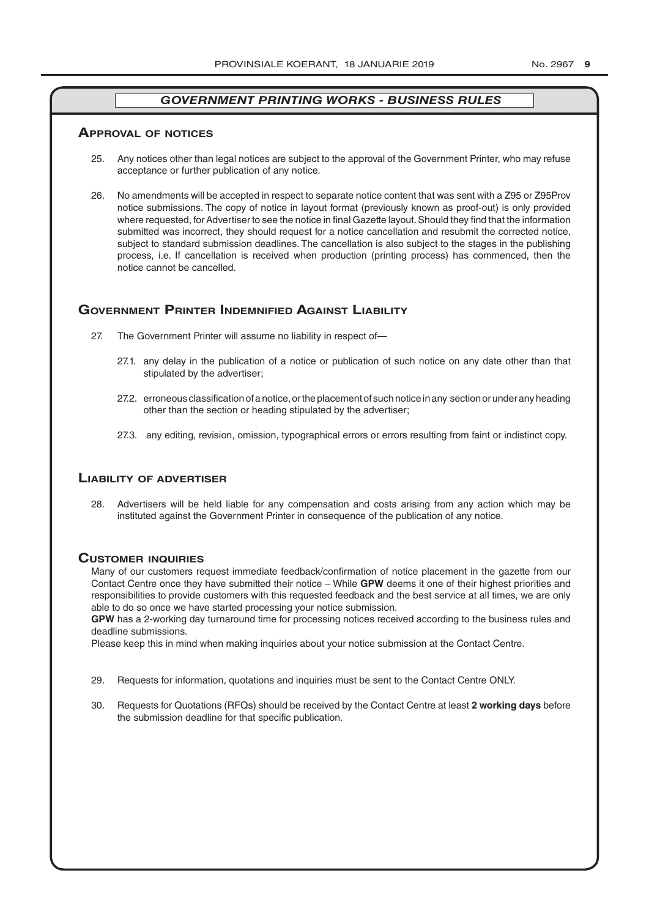## *GOVERNMENT PRINTING WORKS - BUSINESS RULES*

### Approval of notices

25. Any notices other than legal notices are subject to the approval of the Government Printer, who may refuse acceptance or further publication of any notice.

26. No amendments will be accepted in respect to separate notice content that was sent with a Z95 or Z95Prov notice submissions. The copy of notice in layout format (previously known as proof-out) is only provided where requested, for Advertiser to see the notice in final Gazette layout. Should they find that the information submitted was incorrect, they should request for a notice cancellation and resubmit the corrected notice, subject to standard submission deadlines. The cancellation is also subject to the stages in the publishing process, i.e. If cancellation is received when production (printing process) has commenced, then the notice cannot be cancelled.

### Government Printer Indemnified Against Liability

27. The Government Printer will assume no liability in respect of—

    27.1. any delay in the publication of a notice or publication of such notice on any date other than that stipulated by the advertiser;

    27.2. erroneous classification of a notice, or the placement of such notice in any section or under any heading other than the section or heading stipulated by the advertiser;

    27.3. any editing, revision, omission, typographical errors or errors resulting from faint or indistinct copy.

### Liability of advertiser

28. Advertisers will be held liable for any compensation and costs arising from any action which may be instituted against the Government Printer in consequence of the publication of any notice.

### Customer inquiries

Many of our customers request immediate feedback/confirmation of notice placement in the gazette from our Contact Centre once they have submitted their notice – While **GPW** deems it one of their highest priorities and responsibilities to provide customers with this requested feedback and the best service at all times, we are only able to do so once we have started processing your notice submission.

**GPW** has a 2-working day turnaround time for processing notices received according to the business rules and deadline submissions.

Please keep this in mind when making inquiries about your notice submission at the Contact Centre.

29. Requests for information, quotations and inquiries must be sent to the Contact Centre ONLY.

30. Requests for Quotations (RFQs) should be received by the Contact Centre at least **2 working days** before the submission deadline for that specific publication.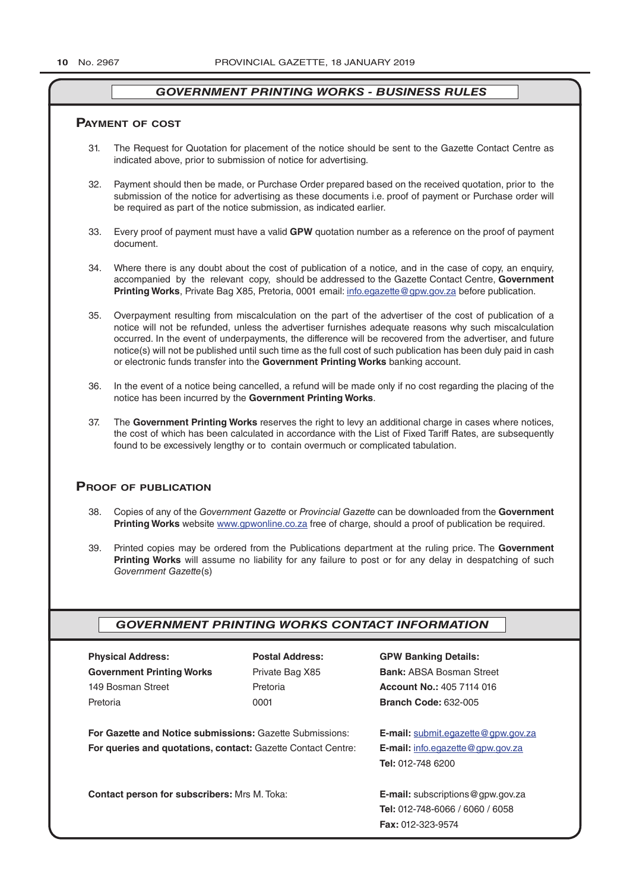## GOVERNMENT PRINTING WORKS - BUSINESS RULES

### Payment of cost

31. The Request for Quotation for placement of the notice should be sent to the Gazette Contact Centre as indicated above, prior to submission of notice for advertising.

32. Payment should then be made, or Purchase Order prepared based on the received quotation, prior to the submission of the notice for advertising as these documents i.e. proof of payment or Purchase order will be required as part of the notice submission, as indicated earlier.

33. Every proof of payment must have a valid **GPW** quotation number as a reference on the proof of payment document.

34. Where there is any doubt about the cost of publication of a notice, and in the case of copy, an enquiry, accompanied by the relevant copy, should be addressed to the Gazette Contact Centre, **Government Printing Works**, Private Bag X85, Pretoria, 0001 email: info.egazette@gpw.gov.za before publication.

35. Overpayment resulting from miscalculation on the part of the advertiser of the cost of publication of a notice will not be refunded, unless the advertiser furnishes adequate reasons why such miscalculation occurred. In the event of underpayments, the difference will be recovered from the advertiser, and future notice(s) will not be published until such time as the full cost of such publication has been duly paid in cash or electronic funds transfer into the **Government Printing Works** banking account.

36. In the event of a notice being cancelled, a refund will be made only if no cost regarding the placing of the notice has been incurred by the **Government Printing Works**.

37. The **Government Printing Works** reserves the right to levy an additional charge in cases where notices, the cost of which has been calculated in accordance with the List of Fixed Tariff Rates, are subsequently found to be excessively lengthy or to contain overmuch or complicated tabulation.

### Proof of publication

38. Copies of any of the *Government Gazette* or *Provincial Gazette* can be downloaded from the **Government Printing Works** website www.gpwonline.co.za free of charge, should a proof of publication be required.

39. Printed copies may be ordered from the Publications department at the ruling price. The **Government Printing Works** will assume no liability for any failure to post or for any delay in despatching of such *Government Gazette*(s)

## GOVERNMENT PRINTING WORKS CONTACT INFORMATION

**Physical Address:**
**Government Printing Works**
149 Bosman Street
Pretoria

**Postal Address:**
Private Bag X85
Pretoria
0001

**GPW Banking Details:**
**Bank:** ABSA Bosman Street
**Account No.:** 405 7114 016
**Branch Code:** 632-005

**For Gazette and Notice submissions:** Gazette Submissions: **E-mail:** submit.egazette@gpw.gov.za

**For queries and quotations, contact:** Gazette Contact Centre: **E-mail:** info.egazette@gpw.gov.za
**Tel:** 012-748 6200

**Contact person for subscribers:** Mrs M. Toka: **E-mail:** subscriptions@gpw.gov.za
**Tel:** 012-748-6066 / 6060 / 6058
**Fax:** 012-323-9574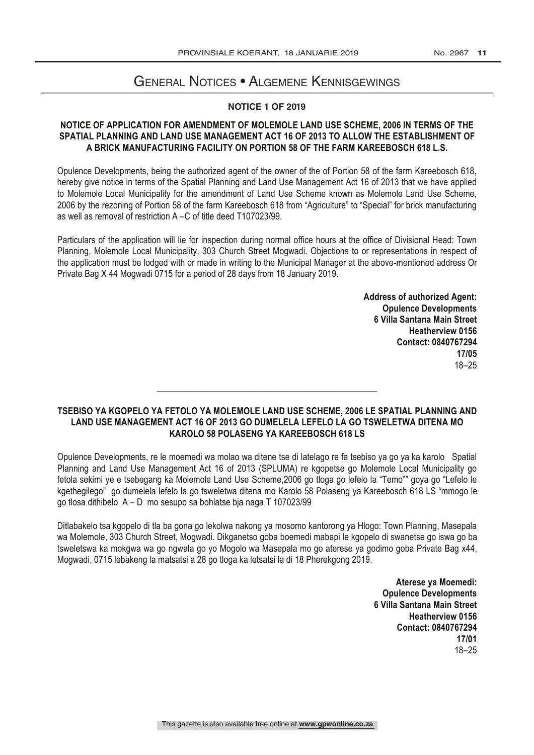# General Notices • Algemene Kennisgewings

## NOTICE 1 OF 2019

### NOTICE OF APPLICATION FOR AMENDMENT OF MOLEMOLE LAND USE SCHEME, 2006 IN TERMS OF THE SPATIAL PLANNING AND LAND USE MANAGEMENT ACT 16 OF 2013 TO ALLOW THE ESTABLISHMENT OF A BRICK MANUFACTURING FACILITY ON PORTION 58 OF THE FARM KAREEBOSCH 618 L.S.

Opulence Developments, being the authorized agent of the owner of the of Portion 58 of the farm Kareebosch 618, hereby give notice in terms of the Spatial Planning and Land Use Management Act 16 of 2013 that we have applied to Molemole Local Municipality for the amendment of Land Use Scheme known as Molemole Land Use Scheme, 2006 by the rezoning of Portion 58 of the farm Kareebosch 618 from "Agriculture" to "Special" for brick manufacturing as well as removal of restriction A –C of title deed T107023/99.

Particulars of the application will lie for inspection during normal office hours at the office of Divisional Head: Town Planning, Molemole Local Municipality, 303 Church Street Mogwadi. Objections to or representations in respect of the application must be lodged with or made in writing to the Municipal Manager at the above-mentioned address Or Private Bag X 44 Mogwadi 0715 for a period of 28 days from 18 January 2019.

**Address of authorized Agent:**
**Opulence Developments**
**6 Villa Santana Main Street**
**Heatherview 0156**
**Contact: 0840767294**
**17/05**
18–25

---

### TSEBISO YA KGOPELO YA FETOLO YA MOLEMOLE LAND USE SCHEME, 2006 LE SPATIAL PLANNING AND LAND USE MANAGEMENT ACT 16 OF 2013 GO DUMELELA LEFELO LA GO TSWELETWA DITENA MO KAROLO 58 POLASENG YA KAREEBOSCH 618 LS

Opulence Developments, re le moemedi wa molao wa ditene tse di latelago re fa tsebiso ya go ya ka karolo Spatial Planning and Land Use Management Act 16 of 2013 (SPLUMA) re kgopetse go Molemole Local Municipality go fetola sekimi ye e tsebegang ka Molemole Land Use Scheme,2006 go tloga go lefelo la "Temo"" goya go "Lefelo le kgethegilego" go dumelela lefelo la go tsweletwa ditena mo Karolo 58 Polaseng ya Kareebosch 618 LS "mmogo le go tlosa dithibelo A – D mo sesupo sa bohlatse bja naga T 107023/99

Ditlabakelo tsa kgopelo di tla ba gona go lekolwa nakong ya mosomo kantorong ya Hlogo: Town Planning, Masepala wa Molemole, 303 Church Street, Mogwadi. Dikganetso goba boemedi mabapi le kgopelo di swanetse go iswa go ba tsweletswa ka mokgwa wa go ngwala go yo Mogolo wa Masepala mo go aterese ya godimo goba Private Bag x44, Mogwadi, 0715 lebakeng la matsatsi a 28 go tloga ka letsatsi la di 18 Pherekgong 2019.

**Aterese ya Moemedi:**
**Opulence Developments**
**6 Villa Santana Main Street**
**Heatherview 0156**
**Contact: 0840767294**
**17/01**
18–25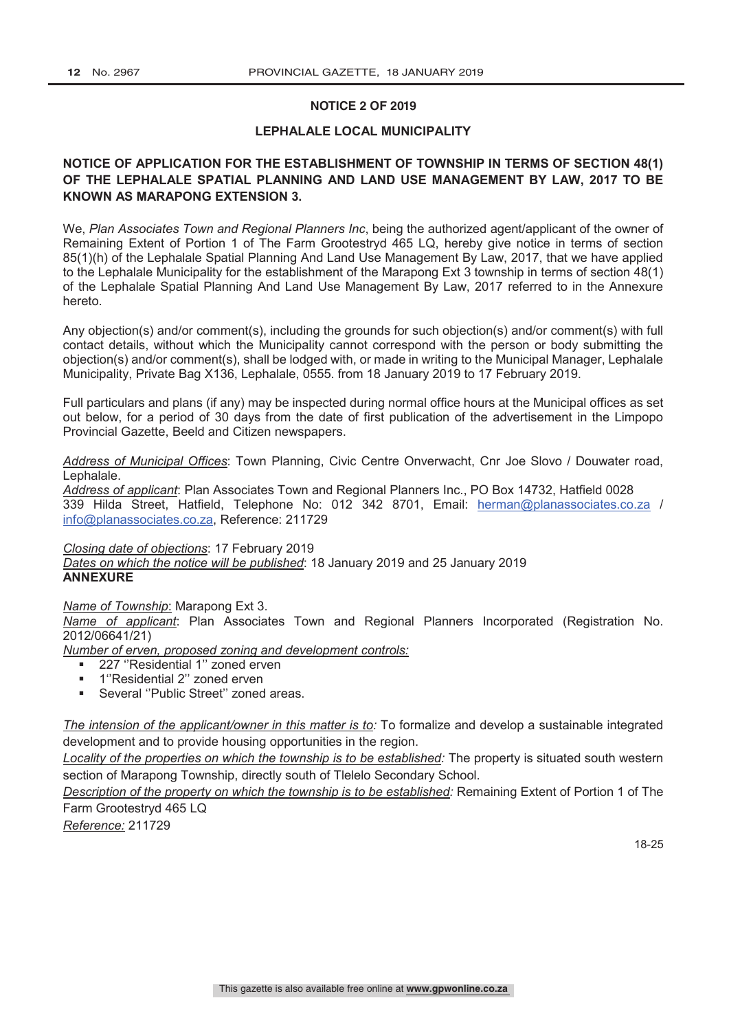**NOTICE 2 OF 2019**

**LEPHALALE LOCAL MUNICIPALITY**

**NOTICE OF APPLICATION FOR THE ESTABLISHMENT OF TOWNSHIP IN TERMS OF SECTION 48(1) OF THE LEPHALALE SPATIAL PLANNING AND LAND USE MANAGEMENT BY LAW, 2017 TO BE KNOWN AS MARAPONG EXTENSION 3.**

We, *Plan Associates Town and Regional Planners Inc*, being the authorized agent/applicant of the owner of Remaining Extent of Portion 1 of The Farm Grootestryd 465 LQ, hereby give notice in terms of section 85(1)(h) of the Lephalale Spatial Planning And Land Use Management By Law, 2017, that we have applied to the Lephalale Municipality for the establishment of the Marapong Ext 3 township in terms of section 48(1) of the Lephalale Spatial Planning And Land Use Management By Law, 2017 referred to in the Annexure hereto.

Any objection(s) and/or comment(s), including the grounds for such objection(s) and/or comment(s) with full contact details, without which the Municipality cannot correspond with the person or body submitting the objection(s) and/or comment(s), shall be lodged with, or made in writing to the Municipal Manager, Lephalale Municipality, Private Bag X136, Lephalale, 0555. from 18 January 2019 to 17 February 2019.

Full particulars and plans (if any) may be inspected during normal office hours at the Municipal offices as set out below, for a period of 30 days from the date of first publication of the advertisement in the Limpopo Provincial Gazette, Beeld and Citizen newspapers.

Address of Municipal Offices: Town Planning, Civic Centre Onverwacht, Cnr Joe Slovo / Douwater road, Lephalale.
Address of applicant: Plan Associates Town and Regional Planners Inc., PO Box 14732, Hatfield 0028 339 Hilda Street, Hatfield, Telephone No: 012 342 8701, Email: herman@planassociates.co.za / info@planassociates.co.za, Reference: 211729

Closing date of objections: 17 February 2019
Dates on which the notice will be published: 18 January 2019 and 25 January 2019
**ANNEXURE**

Name of Township: Marapong Ext 3.
Name of applicant: Plan Associates Town and Regional Planners Incorporated (Registration No. 2012/06641/21)
Number of erven, proposed zoning and development controls:

- 227 ''Residential 1'' zoned erven
- 1''Residential 2'' zoned erven
- Several ''Public Street'' zoned areas.

*The intension of the applicant/owner in this matter is to:* To formalize and develop a sustainable integrated development and to provide housing opportunities in the region.
*Locality of the properties on which the township is to be established:* The property is situated south western section of Marapong Township, directly south of Tlelelo Secondary School.
*Description of the property on which the township is to be established:* Remaining Extent of Portion 1 of The Farm Grootestryd 465 LQ
*Reference:* 211729

18-25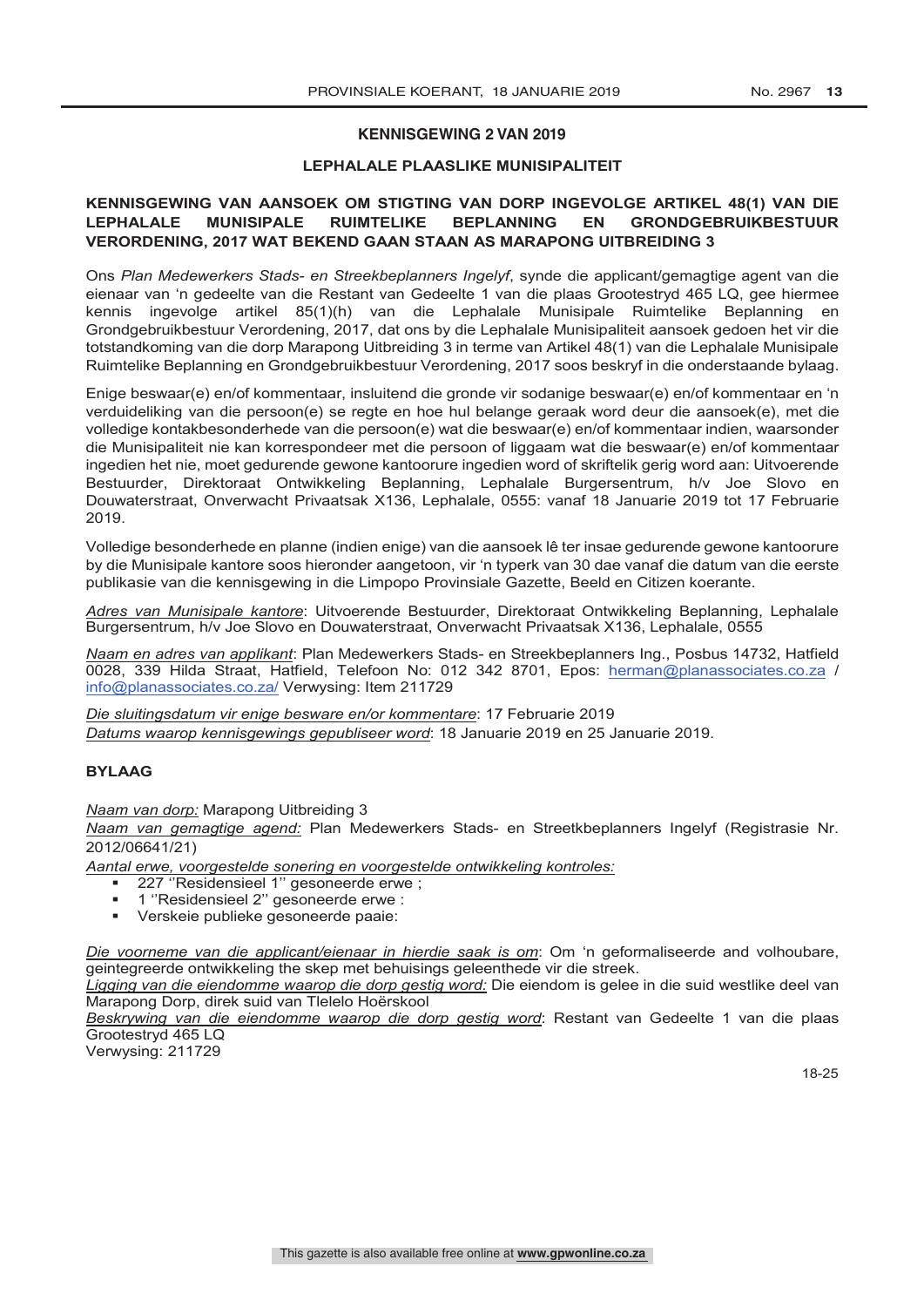## KENNISGEWING 2 VAN 2019

### LEPHALALE PLAASLIKE MUNISIPALITEIT

### KENNISGEWING VAN AANSOEK OM STIGTING VAN DORP INGEVOLGE ARTIKEL 48(1) VAN DIE LEPHALALE MUNISIPALE RUIMTELIKE BEPLANNING EN GRONDGEBRUIKBESTUUR VERORDENING, 2017 WAT BEKEND GAAN STAAN AS MARAPONG UITBREIDING 3

Ons *Plan Medewerkers Stads- en Streekbeplanners Ingelyf*, synde die applicant/gemagtige agent van die eienaar van 'n gedeelte van die Restant van Gedeelte 1 van die plaas Grootestryd 465 LQ, gee hiermee kennis ingevolge artikel 85(1)(h) van die Lephalale Munisipale Ruimtelike Beplanning en Grondgebruikbestuur Verordening, 2017, dat ons by die Lephalale Munisipaliteit aansoek gedoen het vir die totstandkoming van die dorp Marapong Uitbreiding 3 in terme van Artikel 48(1) van die Lephalale Munisipale Ruimtelike Beplanning en Grondgebruikbestuur Verordening, 2017 soos beskryf in die onderstaande bylaag.

Enige beswaar(e) en/of kommentaar, insluitend die gronde vir sodanige beswaar(e) en/of kommentaar en 'n verduideliking van die persoon(e) se regte en hoe hul belange geraak word deur die aansoek(e), met die volledige kontakbesonderhede van die persoon(e) wat die beswaar(e) en/of kommentaar indien, waarsonder die Munisipaliteit nie kan korrespondeer met die persoon of liggaam wat die beswaar(e) en/of kommentaar ingedien het nie, moet gedurende gewone kantoorure ingedien word of skriftelik gerig word aan: Uitvoerende Bestuurder, Direktoraat Ontwikkeling Beplanning, Lephalale Burgersentrum, h/v Joe Slovo en Douwaterstraat, Onverwacht Privaatsak X136, Lephalale, 0555: vanaf 18 Januarie 2019 tot 17 Februarie 2019.

Volledige besonderhede en planne (indien enige) van die aansoek lê ter insae gedurende gewone kantoorure by die Munisipale kantore soos hieronder aangetoon, vir 'n typerk van 30 dae vanaf die datum van die eerste publikasie van die kennisgewing in die Limpopo Provinsiale Gazette, Beeld en Citizen koerante.

*Adres van Munisipale kantore*: Uitvoerende Bestuurder, Direktoraat Ontwikkeling Beplanning, Lephalale Burgersentrum, h/v Joe Slovo en Douwaterstraat, Onverwacht Privaatsak X136, Lephalale, 0555

*Naam en adres van applikant*: Plan Medewerkers Stads- en Streekbeplanners Ing., Posbus 14732, Hatfield 0028, 339 Hilda Straat, Hatfield, Telefoon No: 012 342 8701, Epos: herman@planassociates.co.za / info@planassociates.co.za/ Verwysing: Item 211729

*Die sluitingsdatum vir enige besware en/or kommentare*: 17 Februarie 2019
*Datums waarop kennisgewings gepubliseer word*: 18 Januarie 2019 en 25 Januarie 2019.

**BYLAAG**

*Naam van dorp:* Marapong Uitbreiding 3
*Naam van gemagtige agend:* Plan Medewerkers Stads- en Streetkbeplanners Ingelyf (Registrasie Nr. 2012/06641/21)
*Aantal erwe, voorgestelde sonering en voorgestelde ontwikkeling kontroles:*

- 227 ''Residensieel 1'' gesoneerde erwe ;
- 1 ''Residensieel 2'' gesoneerde erwe :
- Verskeie publieke gesoneerde paaie:

*Die voorneme van die applicant/eienaar in hierdie saak is om*: Om 'n geformaliseerde and volhoubare, geintegreerde ontwikkeling the skep met behuisings geleenthede vir die streek.
*Ligging van die eiendomme waarop die dorp gestig word:* Die eiendom is gelee in die suid westlike deel van Marapong Dorp, direk suid van Tlelelo Hoërskool
*Beskrywing van die eiendomme waarop die dorp gestig word*: Restant van Gedeelte 1 van die plaas Grootestryd 465 LQ
Verwysing: 211729

18-25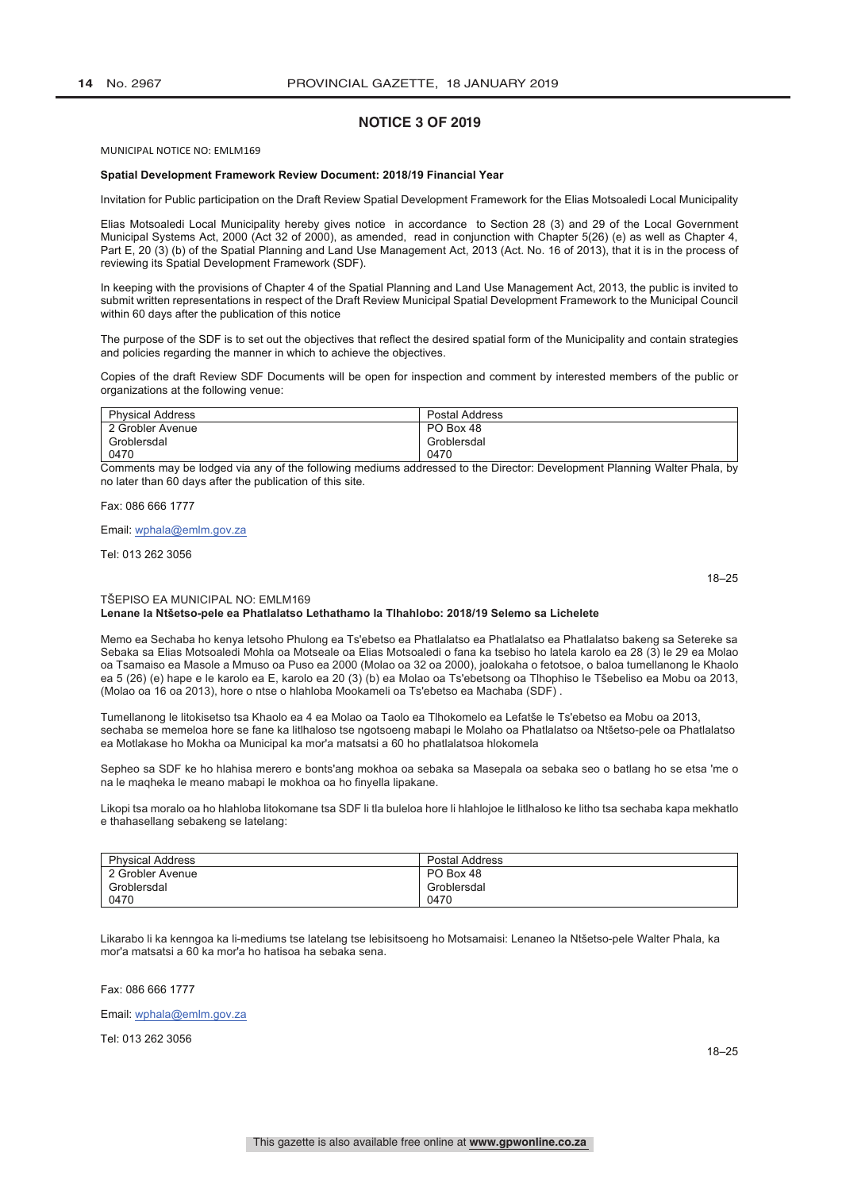## NOTICE 3 OF 2019

MUNICIPAL NOTICE NO: EMLM169

**Spatial Development Framework Review Document: 2018/19 Financial Year**

Invitation for Public participation on the Draft Review Spatial Development Framework for the Elias Motsoaledi Local Municipality

Elias Motsoaledi Local Municipality hereby gives notice in accordance to Section 28 (3) and 29 of the Local Government Municipal Systems Act, 2000 (Act 32 of 2000), as amended, read in conjunction with Chapter 5(26) (e) as well as Chapter 4, Part E, 20 (3) (b) of the Spatial Planning and Land Use Management Act, 2013 (Act. No. 16 of 2013), that it is in the process of reviewing its Spatial Development Framework (SDF).

In keeping with the provisions of Chapter 4 of the Spatial Planning and Land Use Management Act, 2013, the public is invited to submit written representations in respect of the Draft Review Municipal Spatial Development Framework to the Municipal Council within 60 days after the publication of this notice

The purpose of the SDF is to set out the objectives that reflect the desired spatial form of the Municipality and contain strategies and policies regarding the manner in which to achieve the objectives.

Copies of the draft Review SDF Documents will be open for inspection and comment by interested members of the public or organizations at the following venue:

| Physical Address | Postal Address |
|---|---|
| 2 Grobler Avenue<br>Groblersdal<br>0470 | PO Box 48<br>Groblersdal<br>0470 |

Comments may be lodged via any of the following mediums addressed to the Director: Development Planning Walter Phala, by no later than 60 days after the publication of this site.

Fax: 086 666 1777

Email: wphala@emlm.gov.za

Tel: 013 262 3056

18–25

TŠEPISO EA MUNICIPAL NO: EMLM169

**Lenane la Ntšetso-pele ea Phatlalatso Lethathamo la Tlhahlobo: 2018/19 Selemo sa Lichelete**

Memo ea Sechaba ho kenya letsoho Phulong ea Ts'ebetso ea Phatlalatso ea Phatlalatso ea Phatlalatso bakeng sa Setereke sa Sebaka sa Elias Motsoaledi Mohla oa Motseale oa Elias Motsoaledi o fana ka tsebiso ho latela karolo ea 28 (3) le 29 ea Molao oa Tsamaiso ea Masole a Mmuso oa Puso ea 2000 (Molao oa 32 oa 2000), joalokaha o fetotsoe, o baloa tumellanong le Khaolo ea 5 (26) (e) hape e le karolo ea E, karolo ea 20 (3) (b) ea Molao oa Ts'ebetsong oa Tlhophiso le Tšebeliso ea Mobu oa 2013, (Molao oa 16 oa 2013), hore o ntse o hlahloba Mookameli oa Ts'ebetso ea Machaba (SDF) .

Tumellanong le litokisetso tsa Khaolo ea 4 ea Molao oa Taolo ea Tlhokomelo ea Lefatše le Ts'ebetso ea Mobu oa 2013, sechaba se memeloa hore se fane ka litlhaloso tse ngotsoeng mabapi le Molaho oa Phatlalatso oa Ntšetso-pele oa Phatlalatso ea Motlakase ho Mokha oa Municipal ka mor'a matsatsi a 60 ho phatlalatsoa hlokomela

Sepheo sa SDF ke ho hlahisa merero e bonts'ang mokhoa oa sebaka sa Masepala oa sebaka seo o batlang ho se etsa 'me o na le maqheka le meano mabapi le mokhoa oa ho finyella lipakane.

Likopi tsa moralo oa ho hlahloba litokomane tsa SDF li tla buleloa hore li hlahlojoe le litlhaloso ke litho tsa sechaba kapa mekhatlo e thahasellang sebakeng se latelang:

| Physical Address | Postal Address |
|---|---|
| 2 Grobler Avenue<br>Groblersdal<br>0470 | PO Box 48<br>Groblersdal<br>0470 |

Likarabo li ka kenngoa ka li-mediums tse latelang tse lebisitsoeng ho Motsamaisi: Lenaneo la Ntšetso-pele Walter Phala, ka mor'a matsatsi a 60 ka mor'a ho hatisoa ha sebaka sena.

Fax: 086 666 1777

Email: wphala@emlm.gov.za

Tel: 013 262 3056

18–25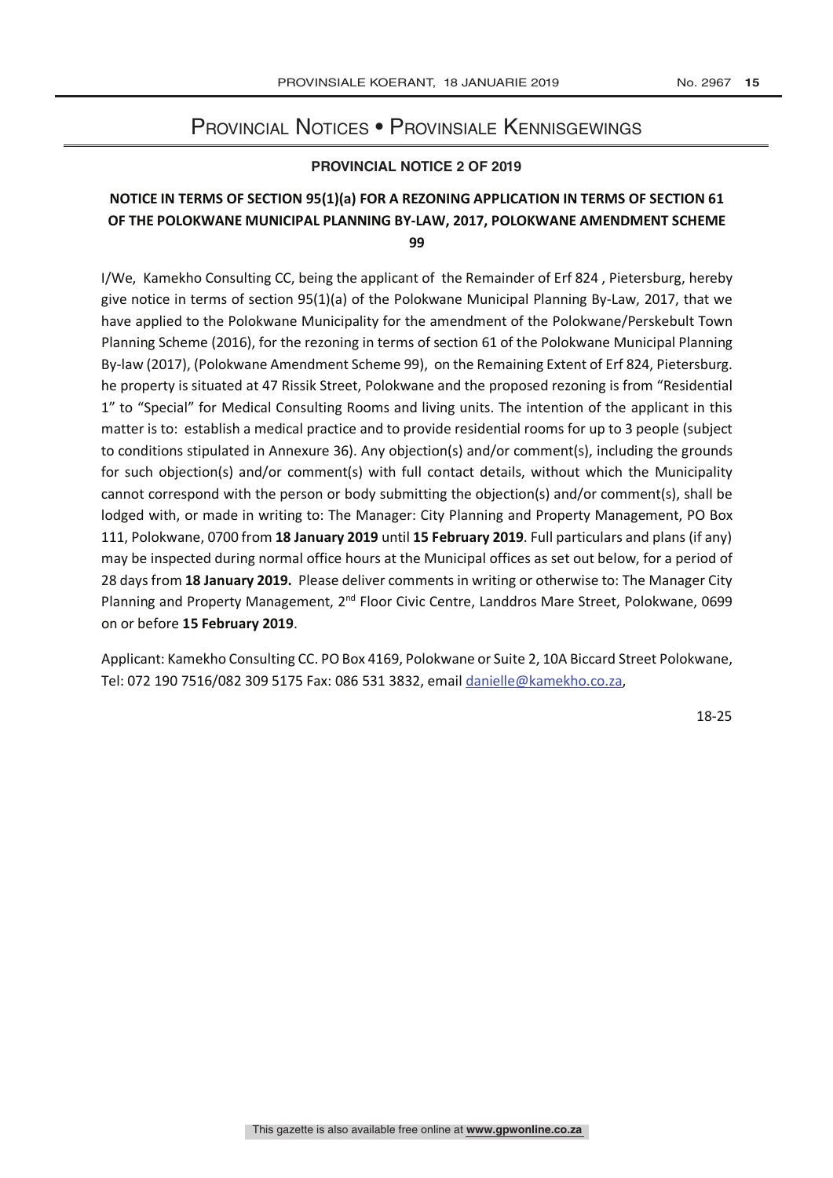# Provincial Notices • Provinsiale Kennisgewings

## PROVINCIAL NOTICE 2 OF 2019

### NOTICE IN TERMS OF SECTION 95(1)(a) FOR A REZONING APPLICATION IN TERMS OF SECTION 61 OF THE POLOKWANE MUNICIPAL PLANNING BY-LAW, 2017, POLOKWANE AMENDMENT SCHEME 99

I/We, Kamekho Consulting CC, being the applicant of the Remainder of Erf 824 , Pietersburg, hereby give notice in terms of section 95(1)(a) of the Polokwane Municipal Planning By-Law, 2017, that we have applied to the Polokwane Municipality for the amendment of the Polokwane/Perskebult Town Planning Scheme (2016), for the rezoning in terms of section 61 of the Polokwane Municipal Planning By-law (2017), (Polokwane Amendment Scheme 99), on the Remaining Extent of Erf 824, Pietersburg. he property is situated at 47 Rissik Street, Polokwane and the proposed rezoning is from "Residential 1" to "Special" for Medical Consulting Rooms and living units. The intention of the applicant in this matter is to: establish a medical practice and to provide residential rooms for up to 3 people (subject to conditions stipulated in Annexure 36). Any objection(s) and/or comment(s), including the grounds for such objection(s) and/or comment(s) with full contact details, without which the Municipality cannot correspond with the person or body submitting the objection(s) and/or comment(s), shall be lodged with, or made in writing to: The Manager: City Planning and Property Management, PO Box 111, Polokwane, 0700 from **18 January 2019** until **15 February 2019**. Full particulars and plans (if any) may be inspected during normal office hours at the Municipal offices as set out below, for a period of 28 days from **18 January 2019.** Please deliver comments in writing or otherwise to: The Manager City Planning and Property Management, 2nd Floor Civic Centre, Landdros Mare Street, Polokwane, 0699 on or before **15 February 2019**.

Applicant: Kamekho Consulting CC. PO Box 4169, Polokwane or Suite 2, 10A Biccard Street Polokwane, Tel: 072 190 7516/082 309 5175 Fax: 086 531 3832, email danielle@kamekho.co.za,

18-25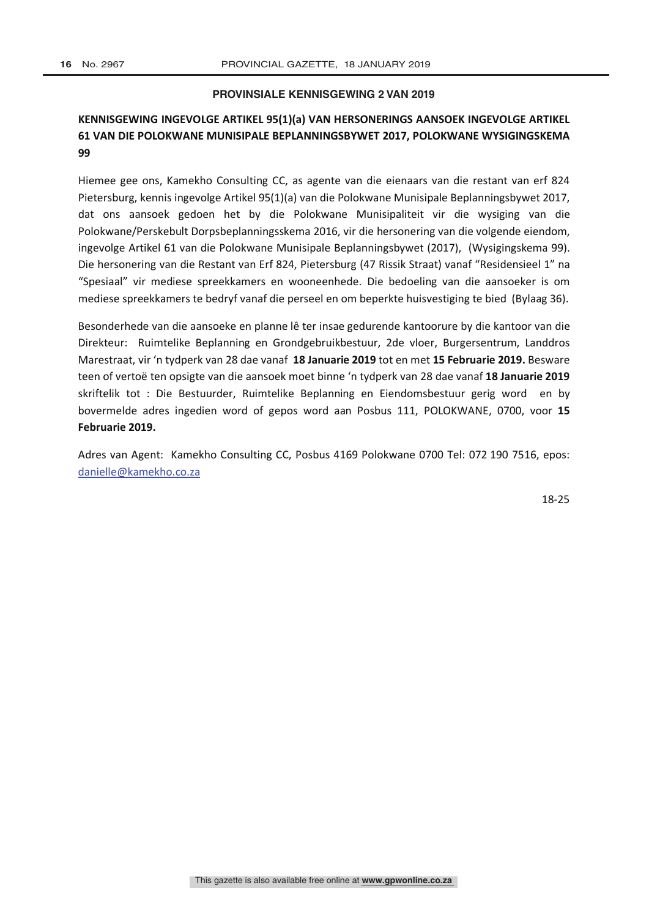**PROVINSIALE KENNISGEWING 2 VAN 2019**

**KENNISGEWING INGEVOLGE ARTIKEL 95(1)(a) VAN HERSONERINGS AANSOEK INGEVOLGE ARTIKEL 61 VAN DIE POLOKWANE MUNISIPALE BEPLANNINGSBYWET 2017, POLOKWANE WYSIGINGSKEMA 99**

Hiemee gee ons, Kamekho Consulting CC, as agente van die eienaars van die restant van erf 824 Pietersburg, kennis ingevolge Artikel 95(1)(a) van die Polokwane Munisipale Beplanningsbywet 2017, dat ons aansoek gedoen het by die Polokwane Munisipaliteit vir die wysiging van die Polokwane/Perskebult Dorpsbeplanningsskema 2016, vir die hersonering van die volgende eiendom, ingevolge Artikel 61 van die Polokwane Munisipale Beplanningsbywet (2017), (Wysigingskema 99). Die hersonering van die Restant van Erf 824, Pietersburg (47 Rissik Straat) vanaf "Residensieel 1" na "Spesiaal" vir mediese spreekkamers en wooneenhede. Die bedoeling van die aansoeker is om mediese spreekkamers te bedryf vanaf die perseel en om beperkte huisvestiging te bied (Bylaag 36).

Besonderhede van die aansoeke en planne lê ter insae gedurende kantoorure by die kantoor van die Direkteur: Ruimtelike Beplanning en Grondgebruikbestuur, 2de vloer, Burgersentrum, Landdros Marestraat, vir 'n tydperk van 28 dae vanaf **18 Januarie 2019** tot en met **15 Februarie 2019.** Besware teen of vertoë ten opsigte van die aansoek moet binne 'n tydperk van 28 dae vanaf **18 Januarie 2019** skriftelik tot : Die Bestuurder, Ruimtelike Beplanning en Eiendomsbestuur gerig word en by bovermelde adres ingedien word of gepos word aan Posbus 111, POLOKWANE, 0700, voor **15 Februarie 2019.**

Adres van Agent: Kamekho Consulting CC, Posbus 4169 Polokwane 0700 Tel: 072 190 7516, epos: danielle@kamekho.co.za

18-25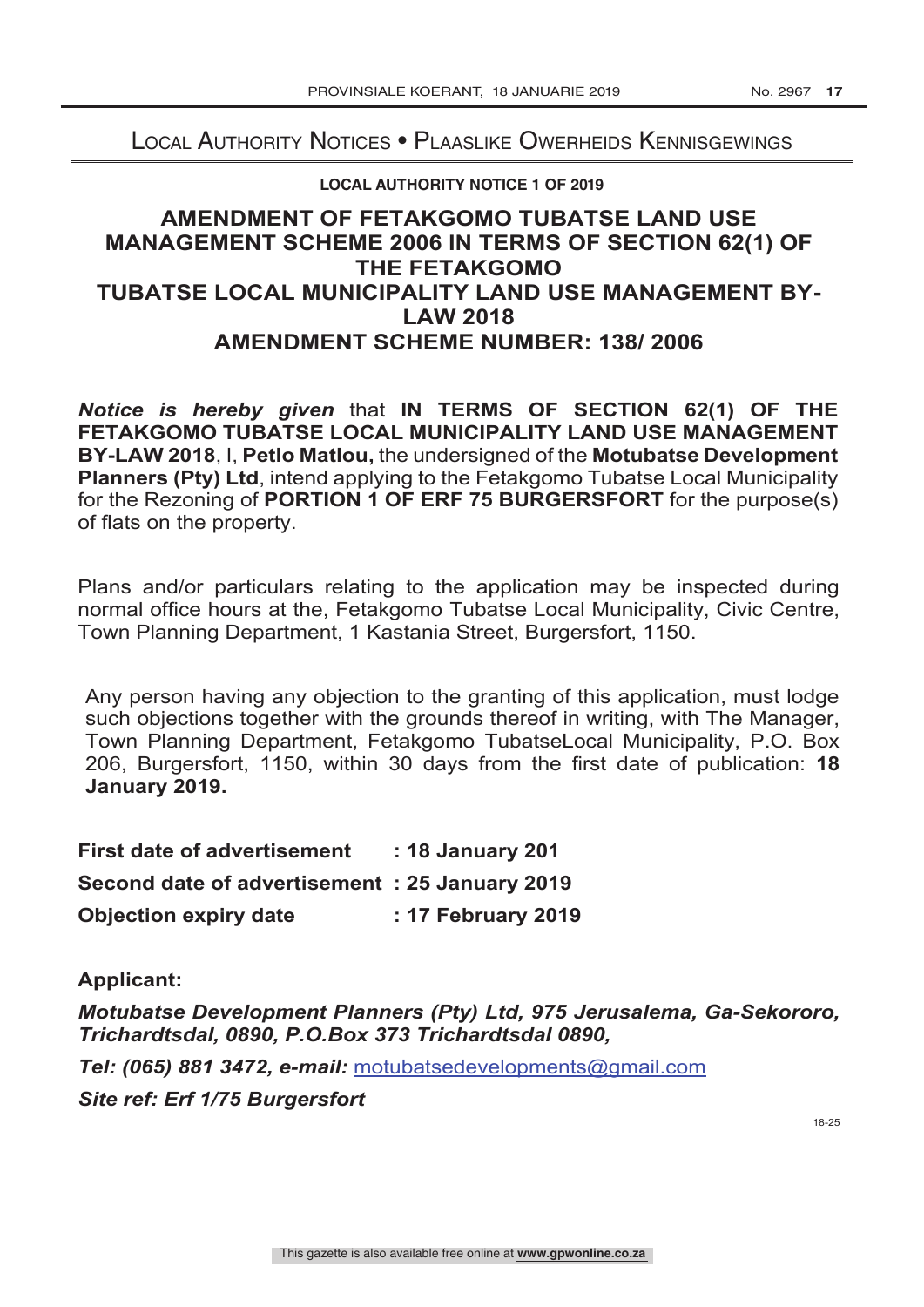## Local Authority Notices • Plaaslike Owerheids Kennisgewings

**LOCAL AUTHORITY NOTICE 1 OF 2019**

### AMENDMENT OF FETAKGOMO TUBATSE LAND USE MANAGEMENT SCHEME 2006 IN TERMS OF SECTION 62(1) OF THE FETAKGOMO TUBATSE LOCAL MUNICIPALITY LAND USE MANAGEMENT BY-LAW 2018 AMENDMENT SCHEME NUMBER: 138/ 2006

***Notice is hereby given*** that **IN TERMS OF SECTION 62(1) OF THE FETAKGOMO TUBATSE LOCAL MUNICIPALITY LAND USE MANAGEMENT BY-LAW 2018**, I, **Petlo Matlou,** the undersigned of the **Motubatse Development Planners (Pty) Ltd**, intend applying to the Fetakgomo Tubatse Local Municipality for the Rezoning of **PORTION 1 OF ERF 75 BURGERSFORT** for the purpose(s) of flats on the property.

Plans and/or particulars relating to the application may be inspected during normal office hours at the, Fetakgomo Tubatse Local Municipality, Civic Centre, Town Planning Department, 1 Kastania Street, Burgersfort, 1150.

Any person having any objection to the granting of this application, must lodge such objections together with the grounds thereof in writing, with The Manager, Town Planning Department, Fetakgomo TubatseLocal Municipality, P.O. Box 206, Burgersfort, 1150, within 30 days from the first date of publication: **18 January 2019.**

**First date of advertisement : 18 January 201**
**Second date of advertisement : 25 January 2019**
**Objection expiry date : 17 February 2019**

**Applicant:**

***Motubatse Development Planners (Pty) Ltd, 975 Jerusalema, Ga-Sekororo, Trichardtsdal, 0890, P.O.Box 373 Trichardtsdal 0890,***

***Tel: (065) 881 3472, e-mail:*** motubatsedevelopments@gmail.com

***Site ref: Erf 1/75 Burgersfort***

18-25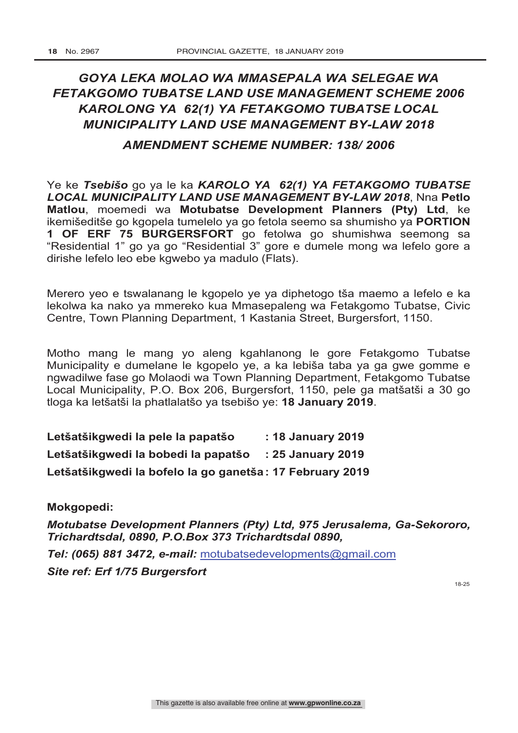# *GOYA LEKA MOLAO WA MMASEPALA WA SELEGAE WA FETAKGOMO TUBATSE LAND USE MANAGEMENT SCHEME 2006 KAROLONG YA 62(1) YA FETAKGOMO TUBATSE LOCAL MUNICIPALITY LAND USE MANAGEMENT BY-LAW 2018*

## *AMENDMENT SCHEME NUMBER: 138/ 2006*

Ye ke ***Tsebišo*** go ya le ka ***KAROLO YA 62(1) YA FETAKGOMO TUBATSE LOCAL MUNICIPALITY LAND USE MANAGEMENT BY-LAW 2018***, Nna **Petlo Matlou**, moemedi wa **Motubatse Development Planners (Pty) Ltd**, ke ikemišeditše go kgopela tumelelo ya go fetola seemo sa shumisho ya **PORTION 1 OF ERF 75 BURGERSFORT** go fetolwa go shumishwa seemong sa "Residential 1" go ya go "Residential 3" gore e dumele mong wa lefelo gore a dirishe lefelo leo ebe kgwebo ya madulo (Flats).

Merero yeo e tswalanang le kgopelo ye ya diphetogo tša maemo a lefelo e ka lekolwa ka nako ya mmereko kua Mmasepaleng wa Fetakgomo Tubatse, Civic Centre, Town Planning Department, 1 Kastania Street, Burgersfort, 1150.

Motho mang le mang yo aleng kgahlanong le gore Fetakgomo Tubatse Municipality e dumelane le kgopelo ye, a ka lebiša taba ya ga gwe gomme e ngwadilwe fase go Molaodi wa Town Planning Department, Fetakgomo Tubatse Local Municipality, P.O. Box 206, Burgersfort, 1150, pele ga matšatši a 30 go tloga ka letšatši la phatlalatšo ya tsebišo ye: **18 January 2019**.

**Letšatšikgwedi la pele la papatšo : 18 January 2019**

**Letšatšikgwedi la bobedi la papatšo : 25 January 2019**

**Letšatšikgwedi la bofelo la go ganetša : 17 February 2019**

**Mokgopedi:**

***Motubatse Development Planners (Pty) Ltd, 975 Jerusalema, Ga-Sekororo, Trichardtsdal, 0890, P.O.Box 373 Trichardtsdal 0890,***

***Tel: (065) 881 3472, e-mail:*** motubatsedevelopments@gmail.com

***Site ref: Erf 1/75 Burgersfort***

18-25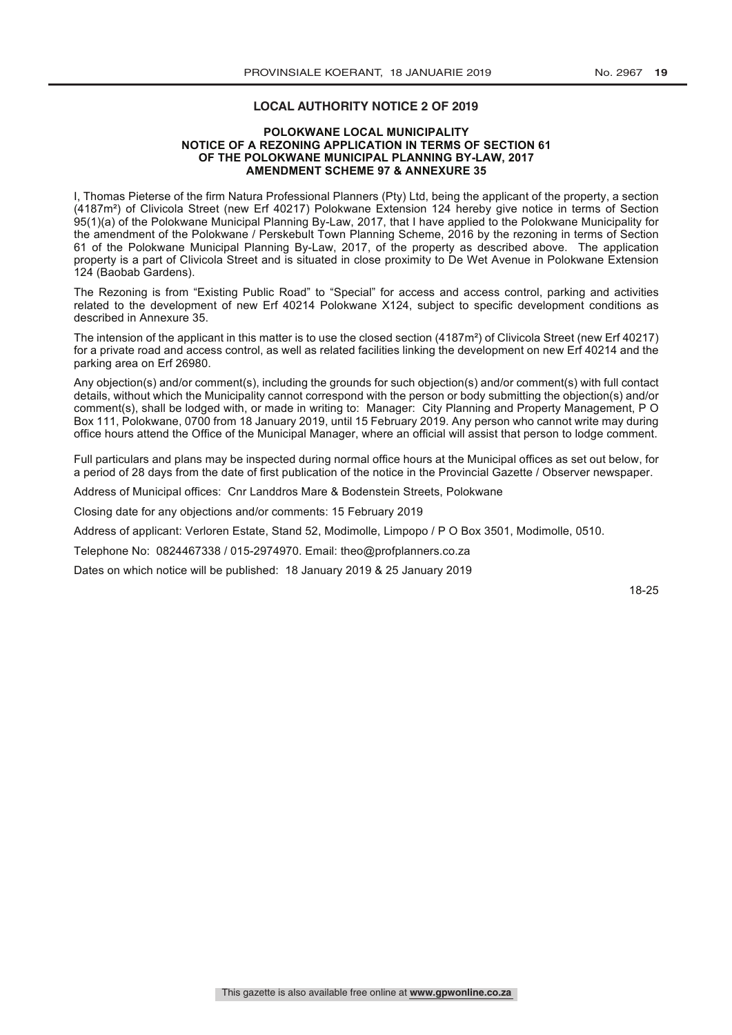## LOCAL AUTHORITY NOTICE 2 OF 2019

### POLOKWANE LOCAL MUNICIPALITY
### NOTICE OF A REZONING APPLICATION IN TERMS OF SECTION 61 OF THE POLOKWANE MUNICIPAL PLANNING BY-LAW, 2017
### AMENDMENT SCHEME 97 & ANNEXURE 35

I, Thomas Pieterse of the firm Natura Professional Planners (Pty) Ltd, being the applicant of the property, a section (4187m²) of Clivicola Street (new Erf 40217) Polokwane Extension 124 hereby give notice in terms of Section 95(1)(a) of the Polokwane Municipal Planning By-Law, 2017, that I have applied to the Polokwane Municipality for the amendment of the Polokwane / Perskebult Town Planning Scheme, 2016 by the rezoning in terms of Section 61 of the Polokwane Municipal Planning By-Law, 2017, of the property as described above. The application property is a part of Clivicola Street and is situated in close proximity to De Wet Avenue in Polokwane Extension 124 (Baobab Gardens).

The Rezoning is from "Existing Public Road" to "Special" for access and access control, parking and activities related to the development of new Erf 40214 Polokwane X124, subject to specific development conditions as described in Annexure 35.

The intension of the applicant in this matter is to use the closed section (4187m²) of Clivicola Street (new Erf 40217) for a private road and access control, as well as related facilities linking the development on new Erf 40214 and the parking area on Erf 26980.

Any objection(s) and/or comment(s), including the grounds for such objection(s) and/or comment(s) with full contact details, without which the Municipality cannot correspond with the person or body submitting the objection(s) and/or comment(s), shall be lodged with, or made in writing to: Manager: City Planning and Property Management, P O Box 111, Polokwane, 0700 from 18 January 2019, until 15 February 2019. Any person who cannot write may during office hours attend the Office of the Municipal Manager, where an official will assist that person to lodge comment.

Full particulars and plans may be inspected during normal office hours at the Municipal offices as set out below, for a period of 28 days from the date of first publication of the notice in the Provincial Gazette / Observer newspaper.

Address of Municipal offices: Cnr Landdros Mare & Bodenstein Streets, Polokwane

Closing date for any objections and/or comments: 15 February 2019

Address of applicant: Verloren Estate, Stand 52, Modimolle, Limpopo / P O Box 3501, Modimolle, 0510.

Telephone No: 0824467338 / 015-2974970. Email: theo@profplanners.co.za

Dates on which notice will be published: 18 January 2019 & 25 January 2019

18-25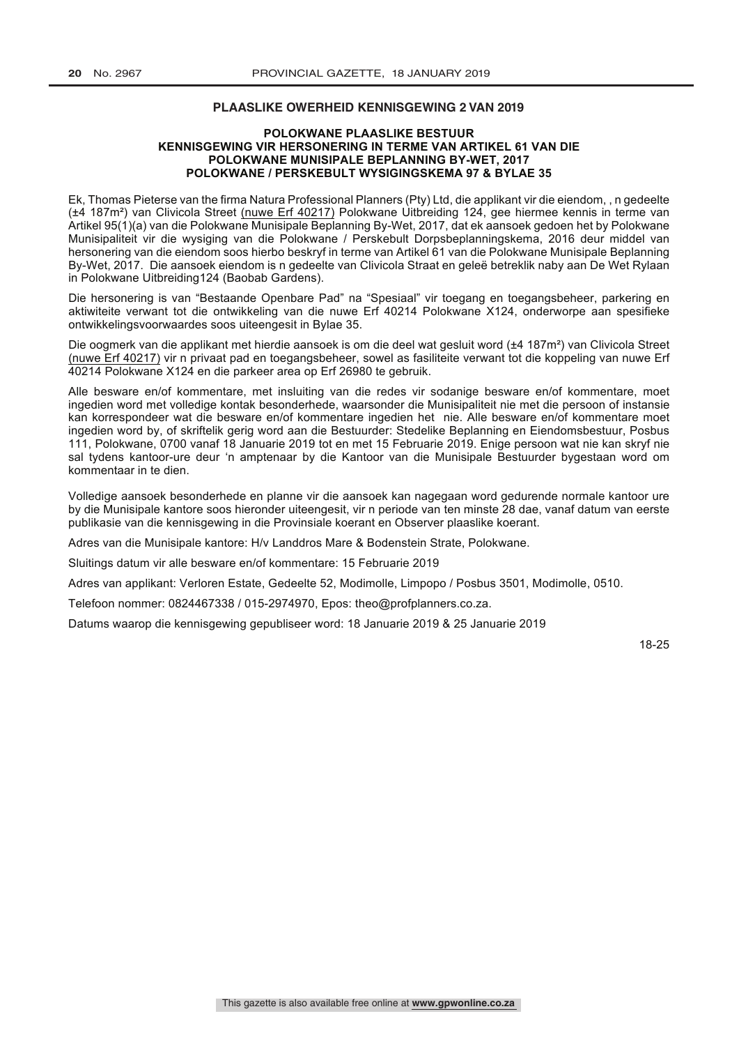## PLAASLIKE OWERHEID KENNISGEWING 2 VAN 2019

### POLOKWANE PLAASLIKE BESTUUR
### KENNISGEWING VIR HERSONERING IN TERME VAN ARTIKEL 61 VAN DIE POLOKWANE MUNISIPALE BEPLANNING BY-WET, 2017
### POLOKWANE / PERSKEBULT WYSIGINGSKEMA 97 & BYLAE 35

Ek, Thomas Pieterse van the firma Natura Professional Planners (Pty) Ltd, die applikant vir die eiendom, , n gedeelte (±4 187m²) van Clivicola Street (nuwe Erf 40217) Polokwane Uitbreiding 124, gee hiermee kennis in terme van Artikel 95(1)(a) van die Polokwane Munisipale Beplanning By-Wet, 2017, dat ek aansoek gedoen het by Polokwane Munisipaliteit vir die wysiging van die Polokwane / Perskebult Dorpsbeplanningskema, 2016 deur middel van hersonering van die eiendom soos hierbo beskryf in terme van Artikel 61 van die Polokwane Munisipale Beplanning By-Wet, 2017. Die aansoek eiendom is n gedeelte van Clivicola Straat en geleë betreklik naby aan De Wet Rylaan in Polokwane Uitbreiding124 (Baobab Gardens).

Die hersonering is van "Bestaande Openbare Pad" na "Spesiaal" vir toegang en toegangsbeheer, parkering en aktiwiteite verwant tot die ontwikkeling van die nuwe Erf 40214 Polokwane X124, onderworpe aan spesifieke ontwikkelingsvoorwaardes soos uiteengesit in Bylae 35.

Die oogmerk van die applikant met hierdie aansoek is om die deel wat gesluit word (±4 187m²) van Clivicola Street (nuwe Erf 40217) vir n privaat pad en toegangsbeheer, sowel as fasiliteite verwant tot die koppeling van nuwe Erf 40214 Polokwane X124 en die parkeer area op Erf 26980 te gebruik.

Alle besware en/of kommentare, met insluiting van die redes vir sodanige besware en/of kommentare, moet ingedien word met volledige kontak besonderhede, waarsonder die Munisipaliteit nie met die persoon of instansie kan korrespondeer wat die besware en/of kommentare ingedien het nie. Alle besware en/of kommentare moet ingedien word by, of skriftelik gerig word aan die Bestuurder: Stedelike Beplanning en Eiendomsbestuur, Posbus 111, Polokwane, 0700 vanaf 18 Januarie 2019 tot en met 15 Februarie 2019. Enige persoon wat nie kan skryf nie sal tydens kantoor-ure deur 'n amptenaar by die Kantoor van die Munisipale Bestuurder bygestaan word om kommentaar in te dien.

Volledige aansoek besonderhede en planne vir die aansoek kan nagegaan word gedurende normale kantoor ure by die Munisipale kantore soos hieronder uiteengesit, vir n periode van ten minste 28 dae, vanaf datum van eerste publikasie van die kennisgewing in die Provinsiale koerant en Observer plaaslike koerant.

Adres van die Munisipale kantore: H/v Landdros Mare & Bodenstein Strate, Polokwane.

Sluitings datum vir alle besware en/of kommentare: 15 Februarie 2019

Adres van applikant: Verloren Estate, Gedeelte 52, Modimolle, Limpopo / Posbus 3501, Modimolle, 0510.

Telefoon nommer: 0824467338 / 015-2974970, Epos: theo@profplanners.co.za.

Datums waarop die kennisgewing gepubliseer word: 18 Januarie 2019 & 25 Januarie 2019

18-25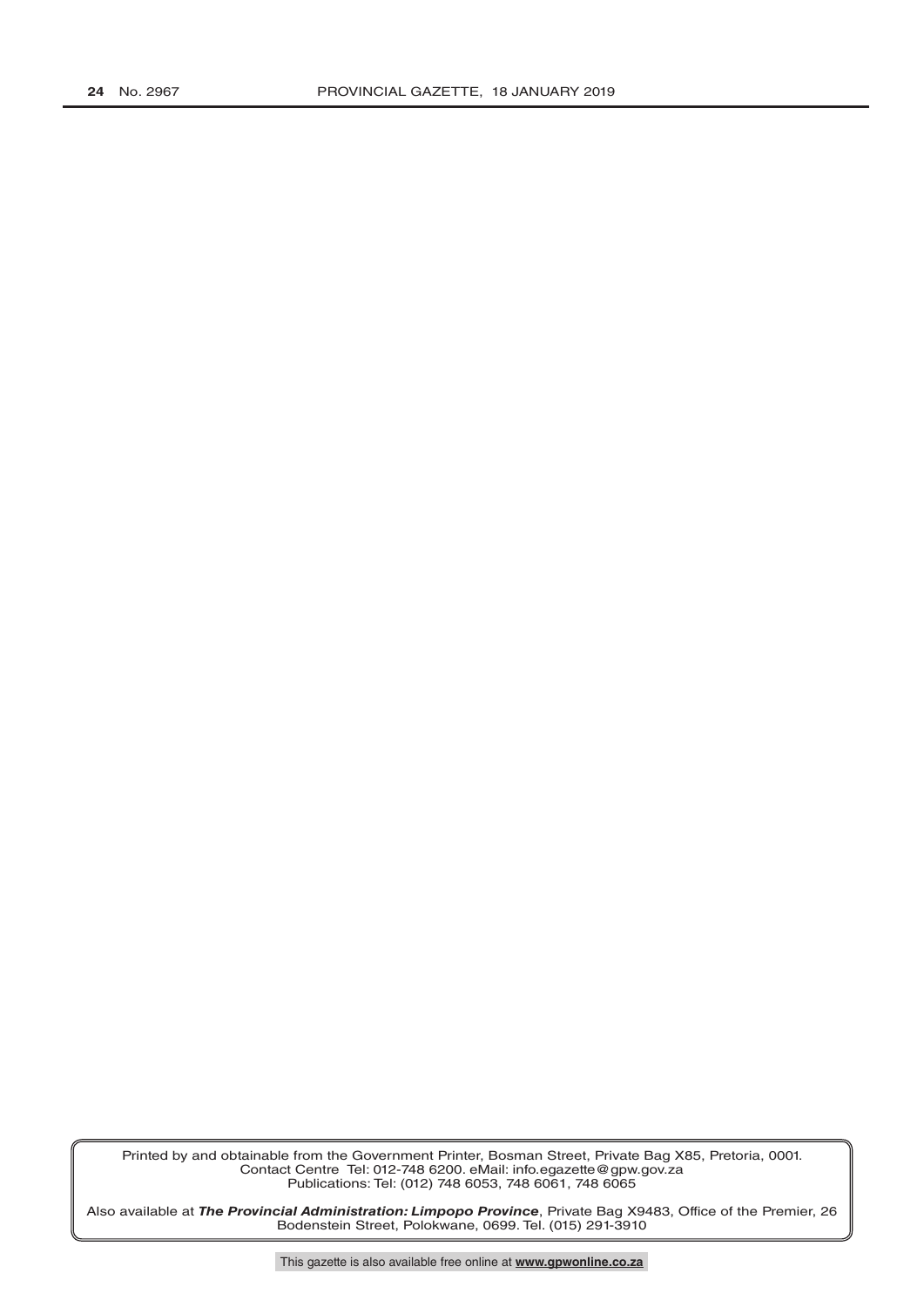Printed by and obtainable from the Government Printer, Bosman Street, Private Bag X85, Pretoria, 0001.
Contact Centre Tel: 012-748 6200. eMail: info.egazette@gpw.gov.za
Publications: Tel: (012) 748 6053, 748 6061, 748 6065

Also available at ***The Provincial Administration: Limpopo Province***, Private Bag X9483, Office of the Premier, 26 Bodenstein Street, Polokwane, 0699. Tel. (015) 291-3910

This gazette is also available free online at **www.gpwonline.co.za**